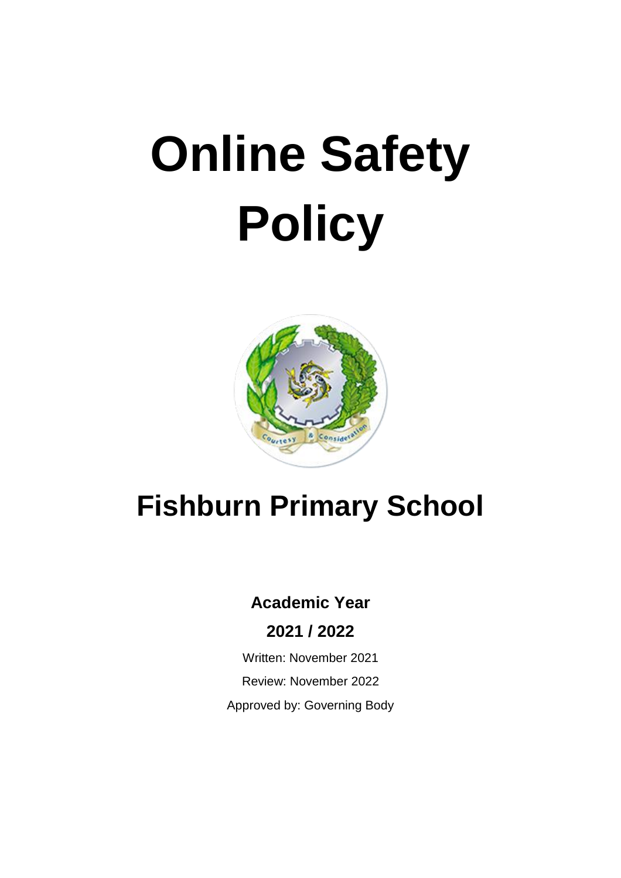# Online Safety Policy

## Fishburn Primary School

**Academic Year**

**2021 / 2022**

Written: November 2021

Review: November 2022

Approved by: Governing Body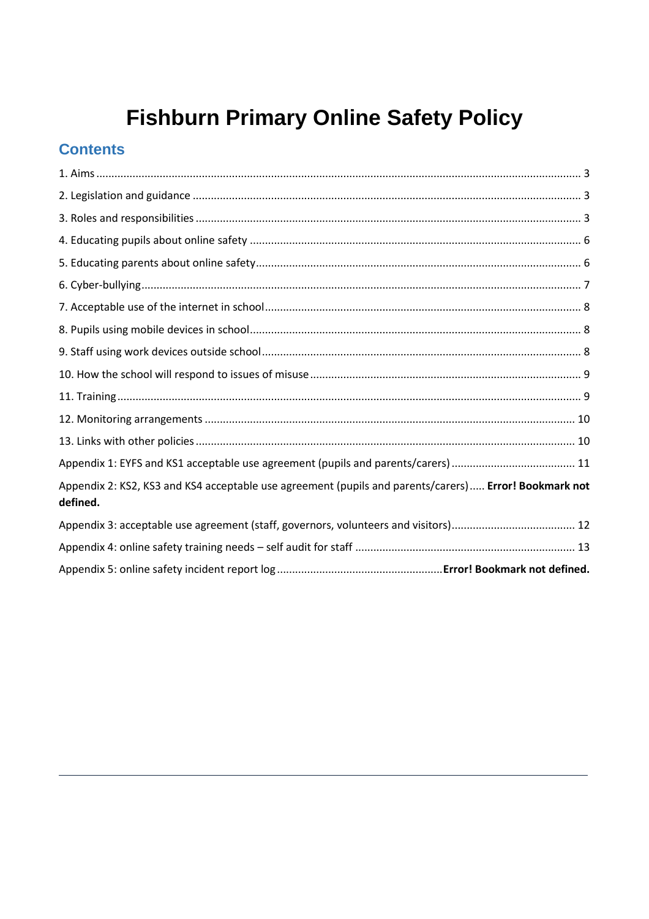# Fishburn Primary Online Safety Policy

## Contents

1. Aims ..... 3

2. Legislation and guidance ..... 3

3. Roles and responsibilities ..... 3

4. Educating pupils about online safety ..... 6

5. Educating parents about online safety ..... 6

6. Cyber-bullying ..... 7

7. Acceptable use of the internet in school ..... 8

8. Pupils using mobile devices in school ..... 8

9. Staff using work devices outside school ..... 8

10. How the school will respond to issues of misuse ..... 9

11. Training ..... 9

12. Monitoring arrangements ..... 10

13. Links with other policies ..... 10

Appendix 1: EYFS and KS1 acceptable use agreement (pupils and parents/carers) ..... 11

Appendix 2: KS2, KS3 and KS4 acceptable use agreement (pupils and parents/carers) ..... **Error! Bookmark not defined.**

Appendix 3: acceptable use agreement (staff, governors, volunteers and visitors) ..... 12

Appendix 4: online safety training needs – self audit for staff ..... 13

Appendix 5: online safety incident report log ..... **Error! Bookmark not defined.**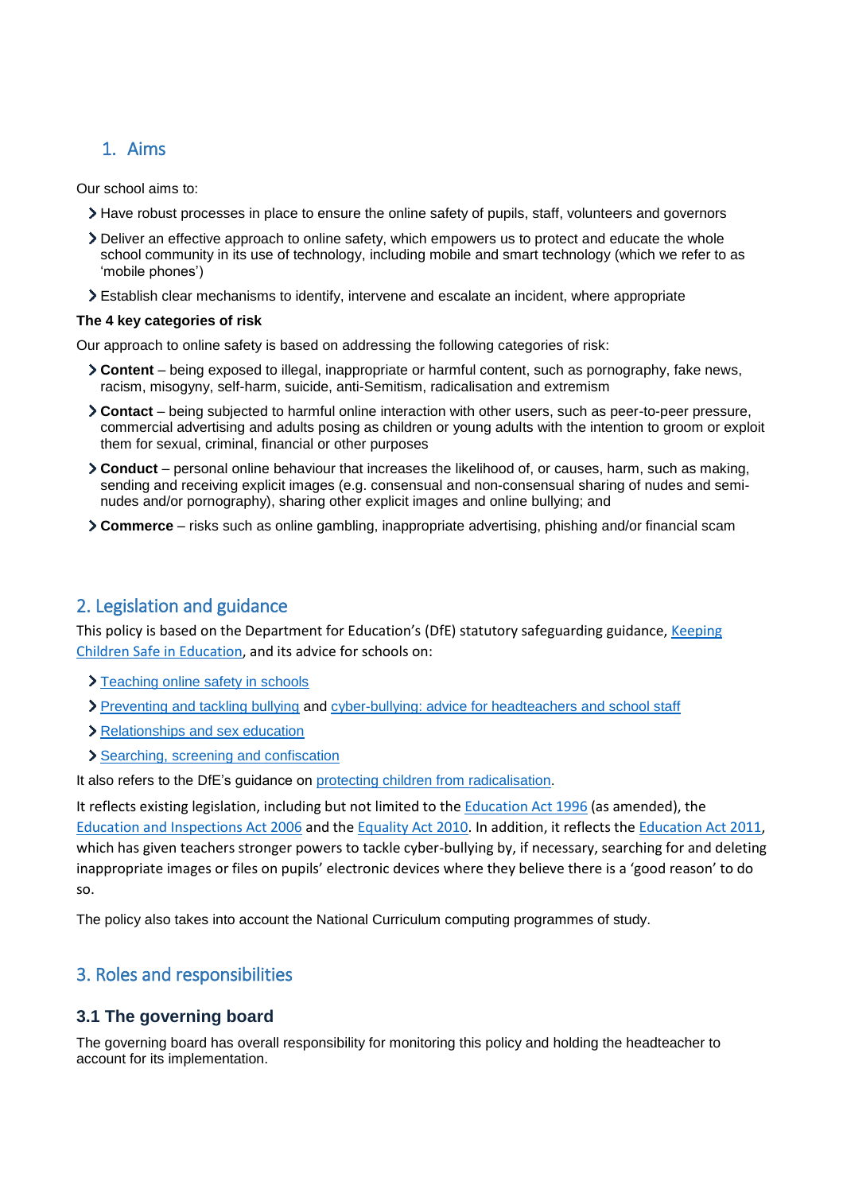## 1. Aims

Our school aims to:

- Have robust processes in place to ensure the online safety of pupils, staff, volunteers and governors
- Deliver an effective approach to online safety, which empowers us to protect and educate the whole school community in its use of technology, including mobile and smart technology (which we refer to as 'mobile phones')
- Establish clear mechanisms to identify, intervene and escalate an incident, where appropriate

**The 4 key categories of risk**

Our approach to online safety is based on addressing the following categories of risk:

- **Content** – being exposed to illegal, inappropriate or harmful content, such as pornography, fake news, racism, misogyny, self-harm, suicide, anti-Semitism, radicalisation and extremism
- **Contact** – being subjected to harmful online interaction with other users, such as peer-to-peer pressure, commercial advertising and adults posing as children or young adults with the intention to groom or exploit them for sexual, criminal, financial or other purposes
- **Conduct** – personal online behaviour that increases the likelihood of, or causes, harm, such as making, sending and receiving explicit images (e.g. consensual and non-consensual sharing of nudes and semi-nudes and/or pornography), sharing other explicit images and online bullying; and
- **Commerce** – risks such as online gambling, inappropriate advertising, phishing and/or financial scam

## 2. Legislation and guidance

This policy is based on the Department for Education's (DfE) statutory safeguarding guidance, Keeping Children Safe in Education, and its advice for schools on:

- Teaching online safety in schools
- Preventing and tackling bullying and cyber-bullying: advice for headteachers and school staff
- Relationships and sex education
- Searching, screening and confiscation

It also refers to the DfE's guidance on protecting children from radicalisation.

It reflects existing legislation, including but not limited to the Education Act 1996 (as amended), the Education and Inspections Act 2006 and the Equality Act 2010. In addition, it reflects the Education Act 2011, which has given teachers stronger powers to tackle cyber-bullying by, if necessary, searching for and deleting inappropriate images or files on pupils' electronic devices where they believe there is a 'good reason' to do so.

The policy also takes into account the National Curriculum computing programmes of study.

## 3. Roles and responsibilities

### 3.1 The governing board

The governing board has overall responsibility for monitoring this policy and holding the headteacher to account for its implementation.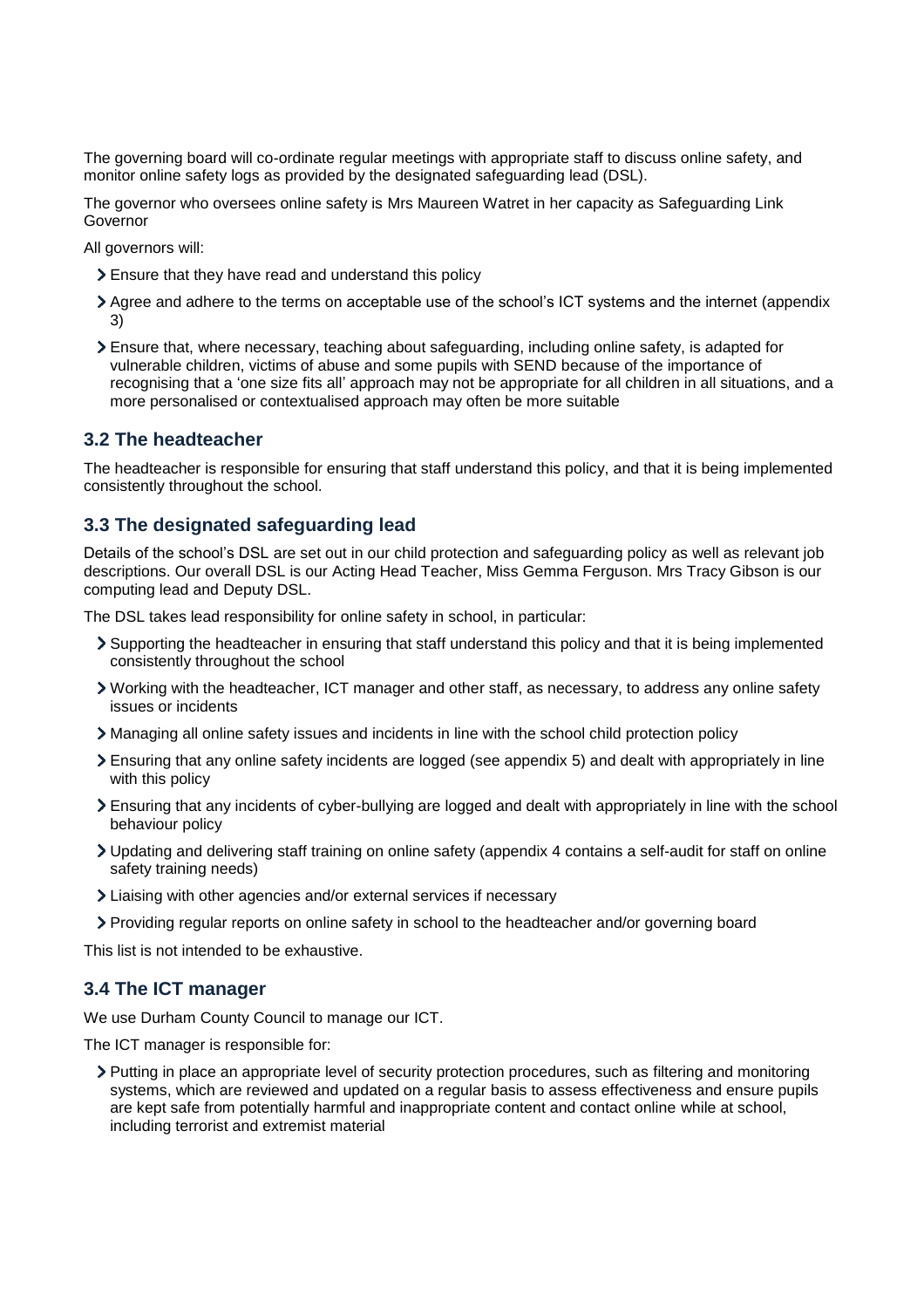The governing board will co-ordinate regular meetings with appropriate staff to discuss online safety, and monitor online safety logs as provided by the designated safeguarding lead (DSL).

The governor who oversees online safety is Mrs Maureen Watret in her capacity as Safeguarding Link Governor

All governors will:

- Ensure that they have read and understand this policy
- Agree and adhere to the terms on acceptable use of the school's ICT systems and the internet (appendix 3)
- Ensure that, where necessary, teaching about safeguarding, including online safety, is adapted for vulnerable children, victims of abuse and some pupils with SEND because of the importance of recognising that a 'one size fits all' approach may not be appropriate for all children in all situations, and a more personalised or contextualised approach may often be more suitable

### 3.2 The headteacher

The headteacher is responsible for ensuring that staff understand this policy, and that it is being implemented consistently throughout the school.

### 3.3 The designated safeguarding lead

Details of the school's DSL are set out in our child protection and safeguarding policy as well as relevant job descriptions. Our overall DSL is our Acting Head Teacher, Miss Gemma Ferguson. Mrs Tracy Gibson is our computing lead and Deputy DSL.

The DSL takes lead responsibility for online safety in school, in particular:

- Supporting the headteacher in ensuring that staff understand this policy and that it is being implemented consistently throughout the school
- Working with the headteacher, ICT manager and other staff, as necessary, to address any online safety issues or incidents
- Managing all online safety issues and incidents in line with the school child protection policy
- Ensuring that any online safety incidents are logged (see appendix 5) and dealt with appropriately in line with this policy
- Ensuring that any incidents of cyber-bullying are logged and dealt with appropriately in line with the school behaviour policy
- Updating and delivering staff training on online safety (appendix 4 contains a self-audit for staff on online safety training needs)
- Liaising with other agencies and/or external services if necessary
- Providing regular reports on online safety in school to the headteacher and/or governing board

This list is not intended to be exhaustive.

### 3.4 The ICT manager

We use Durham County Council to manage our ICT.

The ICT manager is responsible for:

- Putting in place an appropriate level of security protection procedures, such as filtering and monitoring systems, which are reviewed and updated on a regular basis to assess effectiveness and ensure pupils are kept safe from potentially harmful and inappropriate content and contact online while at school, including terrorist and extremist material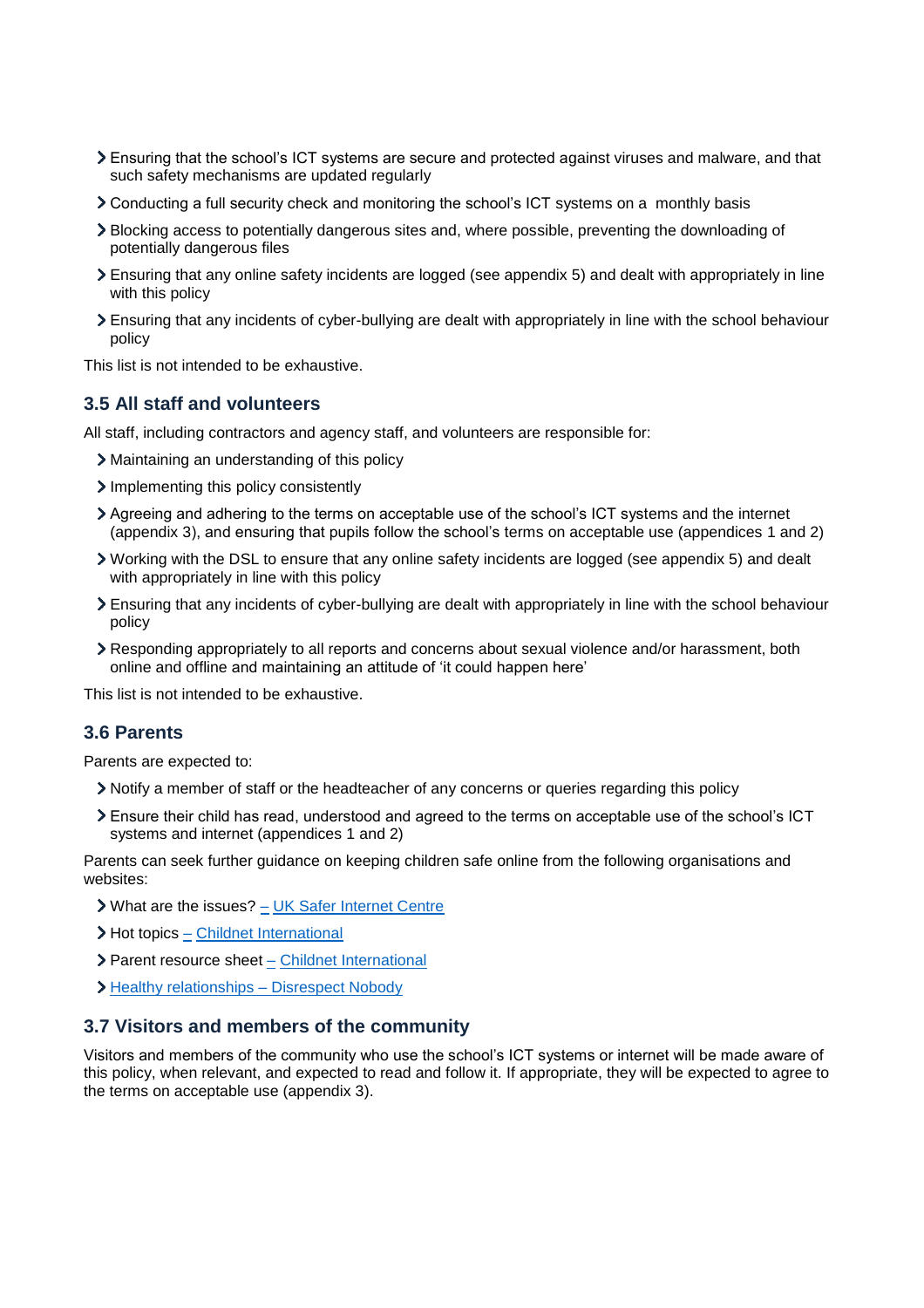- Ensuring that the school's ICT systems are secure and protected against viruses and malware, and that such safety mechanisms are updated regularly
- Conducting a full security check and monitoring the school's ICT systems on a monthly basis
- Blocking access to potentially dangerous sites and, where possible, preventing the downloading of potentially dangerous files
- Ensuring that any online safety incidents are logged (see appendix 5) and dealt with appropriately in line with this policy
- Ensuring that any incidents of cyber-bullying are dealt with appropriately in line with the school behaviour policy

This list is not intended to be exhaustive.

### 3.5 All staff and volunteers

All staff, including contractors and agency staff, and volunteers are responsible for:

- Maintaining an understanding of this policy
- Implementing this policy consistently
- Agreeing and adhering to the terms on acceptable use of the school's ICT systems and the internet (appendix 3), and ensuring that pupils follow the school's terms on acceptable use (appendices 1 and 2)
- Working with the DSL to ensure that any online safety incidents are logged (see appendix 5) and dealt with appropriately in line with this policy
- Ensuring that any incidents of cyber-bullying are dealt with appropriately in line with the school behaviour policy
- Responding appropriately to all reports and concerns about sexual violence and/or harassment, both online and offline and maintaining an attitude of 'it could happen here'

This list is not intended to be exhaustive.

### 3.6 Parents

Parents are expected to:

- Notify a member of staff or the headteacher of any concerns or queries regarding this policy
- Ensure their child has read, understood and agreed to the terms on acceptable use of the school's ICT systems and internet (appendices 1 and 2)

Parents can seek further guidance on keeping children safe online from the following organisations and websites:

- What are the issues? – UK Safer Internet Centre
- Hot topics – Childnet International
- Parent resource sheet – Childnet International
- Healthy relationships – Disrespect Nobody

### 3.7 Visitors and members of the community

Visitors and members of the community who use the school's ICT systems or internet will be made aware of this policy, when relevant, and expected to read and follow it. If appropriate, they will be expected to agree to the terms on acceptable use (appendix 3).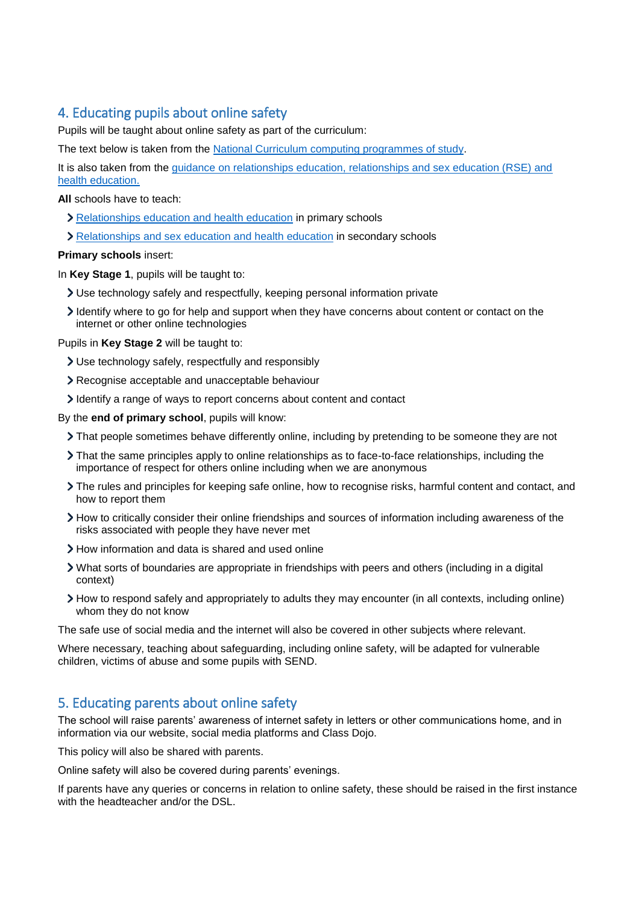## 4. Educating pupils about online safety

Pupils will be taught about online safety as part of the curriculum:

The text below is taken from the [National Curriculum computing programmes of study](#).

It is also taken from the [guidance on relationships education, relationships and sex education (RSE) and health education.](#)

**All** schools have to teach:

- [Relationships education and health education](#) in primary schools
- [Relationships and sex education and health education](#) in secondary schools

**Primary schools** insert:

In **Key Stage 1**, pupils will be taught to:

- Use technology safely and respectfully, keeping personal information private
- Identify where to go for help and support when they have concerns about content or contact on the internet or other online technologies

Pupils in **Key Stage 2** will be taught to:

- Use technology safely, respectfully and responsibly
- Recognise acceptable and unacceptable behaviour
- Identify a range of ways to report concerns about content and contact

By the **end of primary school**, pupils will know:

- That people sometimes behave differently online, including by pretending to be someone they are not
- That the same principles apply to online relationships as to face-to-face relationships, including the importance of respect for others online including when we are anonymous
- The rules and principles for keeping safe online, how to recognise risks, harmful content and contact, and how to report them
- How to critically consider their online friendships and sources of information including awareness of the risks associated with people they have never met
- How information and data is shared and used online
- What sorts of boundaries are appropriate in friendships with peers and others (including in a digital context)
- How to respond safely and appropriately to adults they may encounter (in all contexts, including online) whom they do not know

The safe use of social media and the internet will also be covered in other subjects where relevant.

Where necessary, teaching about safeguarding, including online safety, will be adapted for vulnerable children, victims of abuse and some pupils with SEND.

## 5. Educating parents about online safety

The school will raise parents' awareness of internet safety in letters or other communications home, and in information via our website, social media platforms and Class Dojo.

This policy will also be shared with parents.

Online safety will also be covered during parents' evenings.

If parents have any queries or concerns in relation to online safety, these should be raised in the first instance with the headteacher and/or the DSL.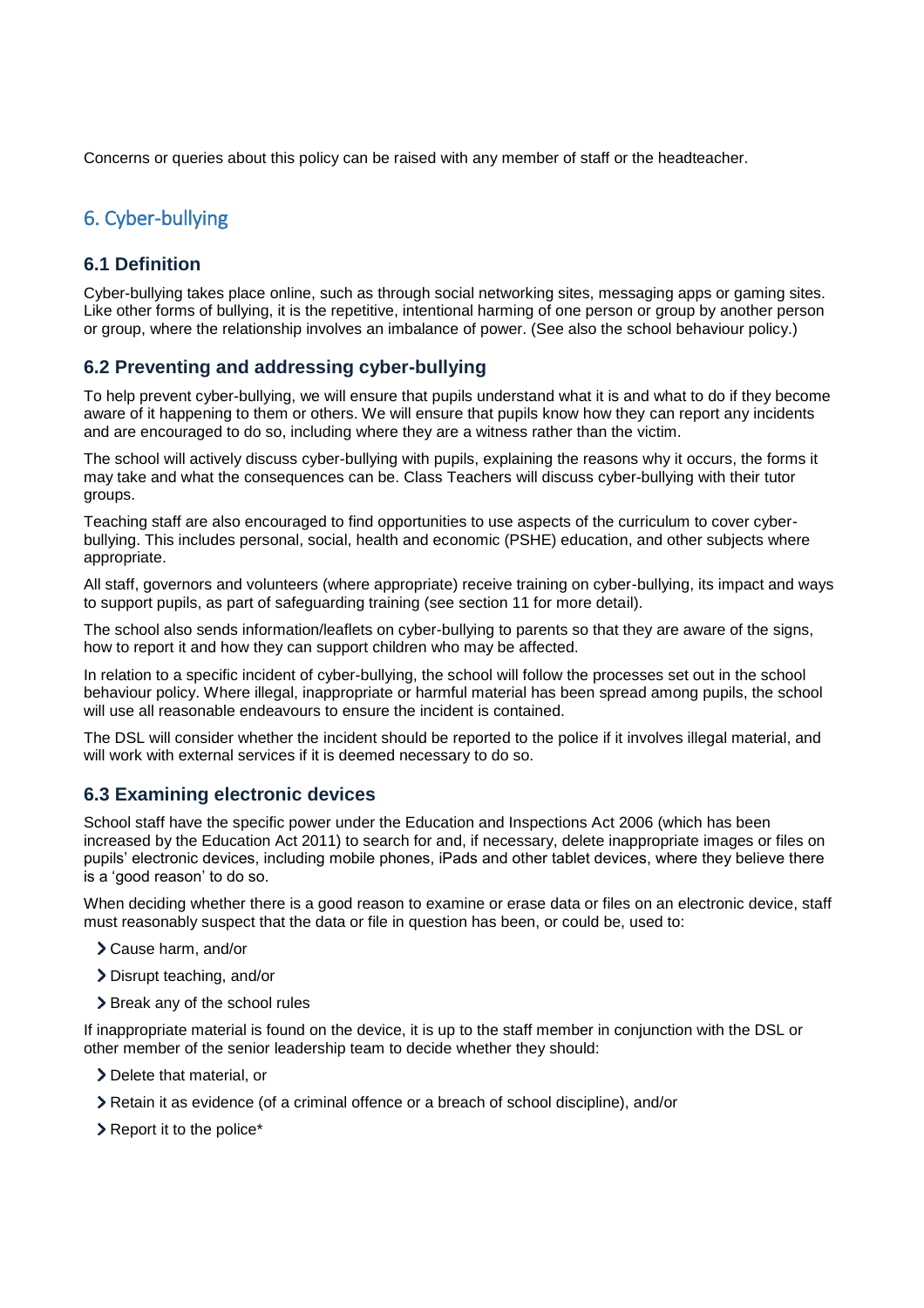Concerns or queries about this policy can be raised with any member of staff or the headteacher.

## 6. Cyber-bullying

### 6.1 Definition

Cyber-bullying takes place online, such as through social networking sites, messaging apps or gaming sites. Like other forms of bullying, it is the repetitive, intentional harming of one person or group by another person or group, where the relationship involves an imbalance of power. (See also the school behaviour policy.)

### 6.2 Preventing and addressing cyber-bullying

To help prevent cyber-bullying, we will ensure that pupils understand what it is and what to do if they become aware of it happening to them or others. We will ensure that pupils know how they can report any incidents and are encouraged to do so, including where they are a witness rather than the victim.

The school will actively discuss cyber-bullying with pupils, explaining the reasons why it occurs, the forms it may take and what the consequences can be. Class Teachers will discuss cyber-bullying with their tutor groups.

Teaching staff are also encouraged to find opportunities to use aspects of the curriculum to cover cyber-bullying. This includes personal, social, health and economic (PSHE) education, and other subjects where appropriate.

All staff, governors and volunteers (where appropriate) receive training on cyber-bullying, its impact and ways to support pupils, as part of safeguarding training (see section 11 for more detail).

The school also sends information/leaflets on cyber-bullying to parents so that they are aware of the signs, how to report it and how they can support children who may be affected.

In relation to a specific incident of cyber-bullying, the school will follow the processes set out in the school behaviour policy. Where illegal, inappropriate or harmful material has been spread among pupils, the school will use all reasonable endeavours to ensure the incident is contained.

The DSL will consider whether the incident should be reported to the police if it involves illegal material, and will work with external services if it is deemed necessary to do so.

### 6.3 Examining electronic devices

School staff have the specific power under the Education and Inspections Act 2006 (which has been increased by the Education Act 2011) to search for and, if necessary, delete inappropriate images or files on pupils' electronic devices, including mobile phones, iPads and other tablet devices, where they believe there is a 'good reason' to do so.

When deciding whether there is a good reason to examine or erase data or files on an electronic device, staff must reasonably suspect that the data or file in question has been, or could be, used to:

- Cause harm, and/or
- Disrupt teaching, and/or
- Break any of the school rules

If inappropriate material is found on the device, it is up to the staff member in conjunction with the DSL or other member of the senior leadership team to decide whether they should:

- Delete that material, or
- Retain it as evidence (of a criminal offence or a breach of school discipline), and/or
- Report it to the police*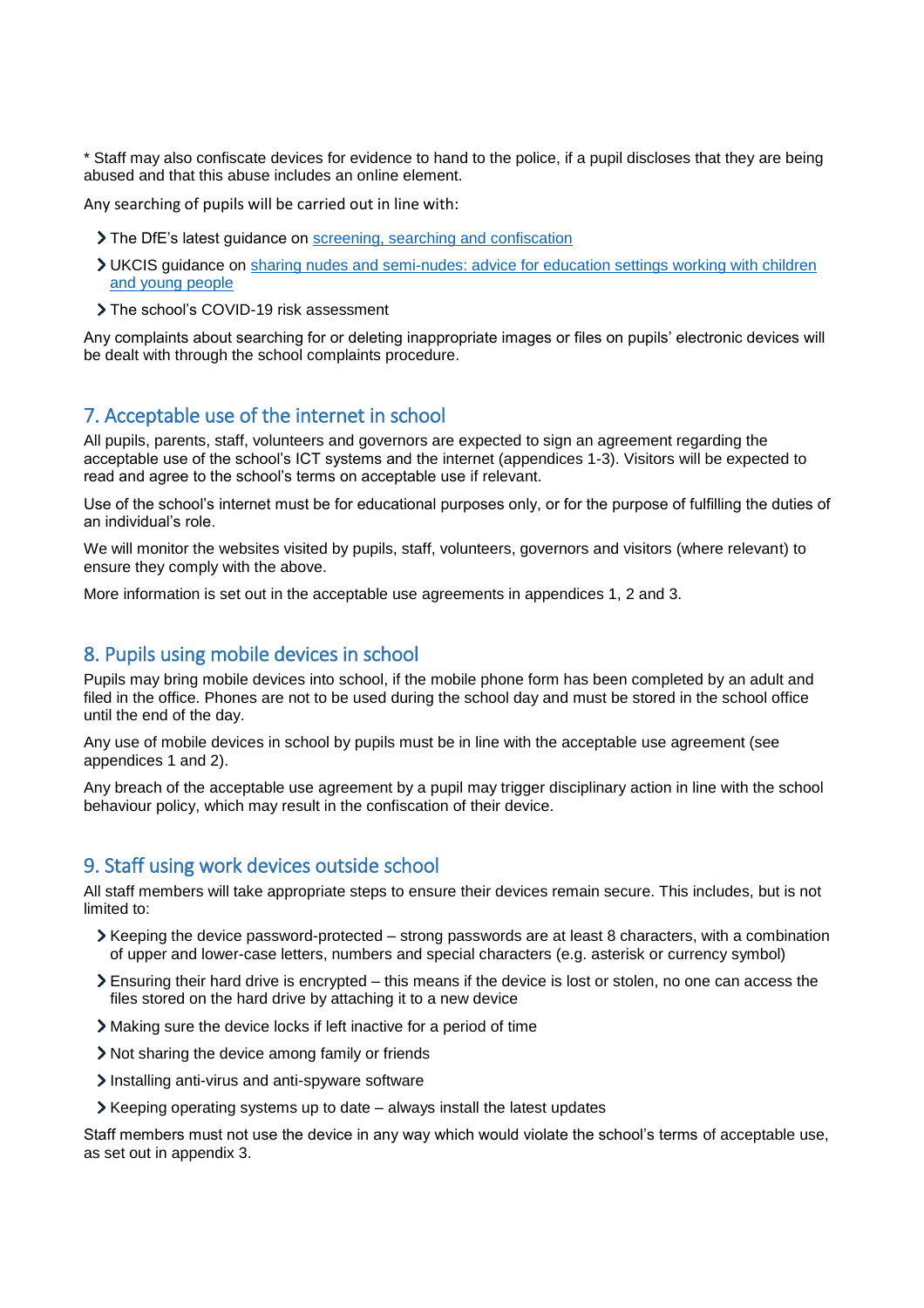* Staff may also confiscate devices for evidence to hand to the police, if a pupil discloses that they are being abused and that this abuse includes an online element.

Any searching of pupils will be carried out in line with:

- The DfE's latest guidance on [screening, searching and confiscation]()
- UKCIS guidance on [sharing nudes and semi-nudes: advice for education settings working with children and young people]()
- The school's COVID-19 risk assessment

Any complaints about searching for or deleting inappropriate images or files on pupils' electronic devices will be dealt with through the school complaints procedure.

## 7. Acceptable use of the internet in school

All pupils, parents, staff, volunteers and governors are expected to sign an agreement regarding the acceptable use of the school's ICT systems and the internet (appendices 1-3). Visitors will be expected to read and agree to the school's terms on acceptable use if relevant.

Use of the school's internet must be for educational purposes only, or for the purpose of fulfilling the duties of an individual's role.

We will monitor the websites visited by pupils, staff, volunteers, governors and visitors (where relevant) to ensure they comply with the above.

More information is set out in the acceptable use agreements in appendices 1, 2 and 3.

## 8. Pupils using mobile devices in school

Pupils may bring mobile devices into school, if the mobile phone form has been completed by an adult and filed in the office. Phones are not to be used during the school day and must be stored in the school office until the end of the day.

Any use of mobile devices in school by pupils must be in line with the acceptable use agreement (see appendices 1 and 2).

Any breach of the acceptable use agreement by a pupil may trigger disciplinary action in line with the school behaviour policy, which may result in the confiscation of their device.

## 9. Staff using work devices outside school

All staff members will take appropriate steps to ensure their devices remain secure. This includes, but is not limited to:

- Keeping the device password-protected – strong passwords are at least 8 characters, with a combination of upper and lower-case letters, numbers and special characters (e.g. asterisk or currency symbol)
- Ensuring their hard drive is encrypted – this means if the device is lost or stolen, no one can access the files stored on the hard drive by attaching it to a new device
- Making sure the device locks if left inactive for a period of time
- Not sharing the device among family or friends
- Installing anti-virus and anti-spyware software
- Keeping operating systems up to date – always install the latest updates

Staff members must not use the device in any way which would violate the school's terms of acceptable use, as set out in appendix 3.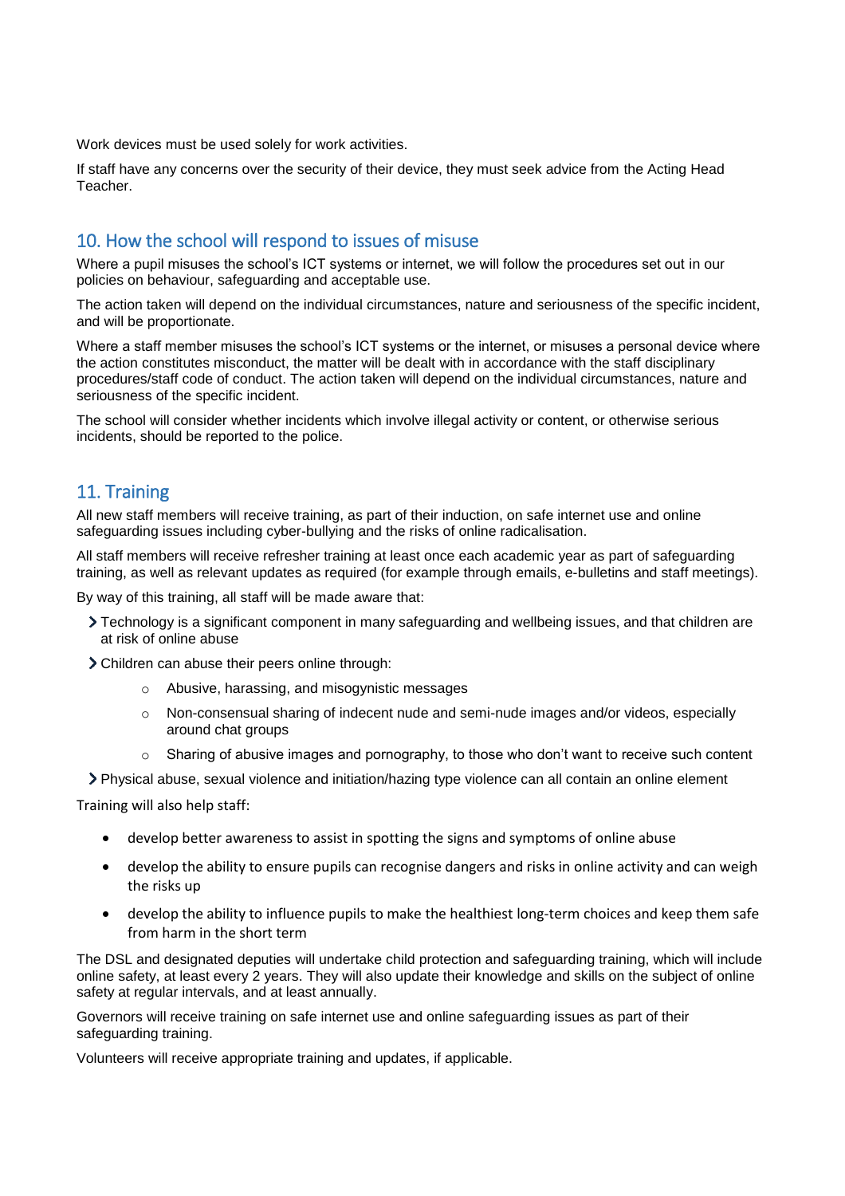Work devices must be used solely for work activities.

If staff have any concerns over the security of their device, they must seek advice from the Acting Head Teacher.

## 10. How the school will respond to issues of misuse

Where a pupil misuses the school's ICT systems or internet, we will follow the procedures set out in our policies on behaviour, safeguarding and acceptable use.

The action taken will depend on the individual circumstances, nature and seriousness of the specific incident, and will be proportionate.

Where a staff member misuses the school's ICT systems or the internet, or misuses a personal device where the action constitutes misconduct, the matter will be dealt with in accordance with the staff disciplinary procedures/staff code of conduct. The action taken will depend on the individual circumstances, nature and seriousness of the specific incident.

The school will consider whether incidents which involve illegal activity or content, or otherwise serious incidents, should be reported to the police.

## 11. Training

All new staff members will receive training, as part of their induction, on safe internet use and online safeguarding issues including cyber-bullying and the risks of online radicalisation.

All staff members will receive refresher training at least once each academic year as part of safeguarding training, as well as relevant updates as required (for example through emails, e-bulletins and staff meetings).

By way of this training, all staff will be made aware that:

- Technology is a significant component in many safeguarding and wellbeing issues, and that children are at risk of online abuse
- Children can abuse their peers online through:
  - Abusive, harassing, and misogynistic messages
  - Non-consensual sharing of indecent nude and semi-nude images and/or videos, especially around chat groups
  - Sharing of abusive images and pornography, to those who don't want to receive such content
- Physical abuse, sexual violence and initiation/hazing type violence can all contain an online element

Training will also help staff:

- develop better awareness to assist in spotting the signs and symptoms of online abuse
- develop the ability to ensure pupils can recognise dangers and risks in online activity and can weigh the risks up
- develop the ability to influence pupils to make the healthiest long-term choices and keep them safe from harm in the short term

The DSL and designated deputies will undertake child protection and safeguarding training, which will include online safety, at least every 2 years. They will also update their knowledge and skills on the subject of online safety at regular intervals, and at least annually.

Governors will receive training on safe internet use and online safeguarding issues as part of their safeguarding training.

Volunteers will receive appropriate training and updates, if applicable.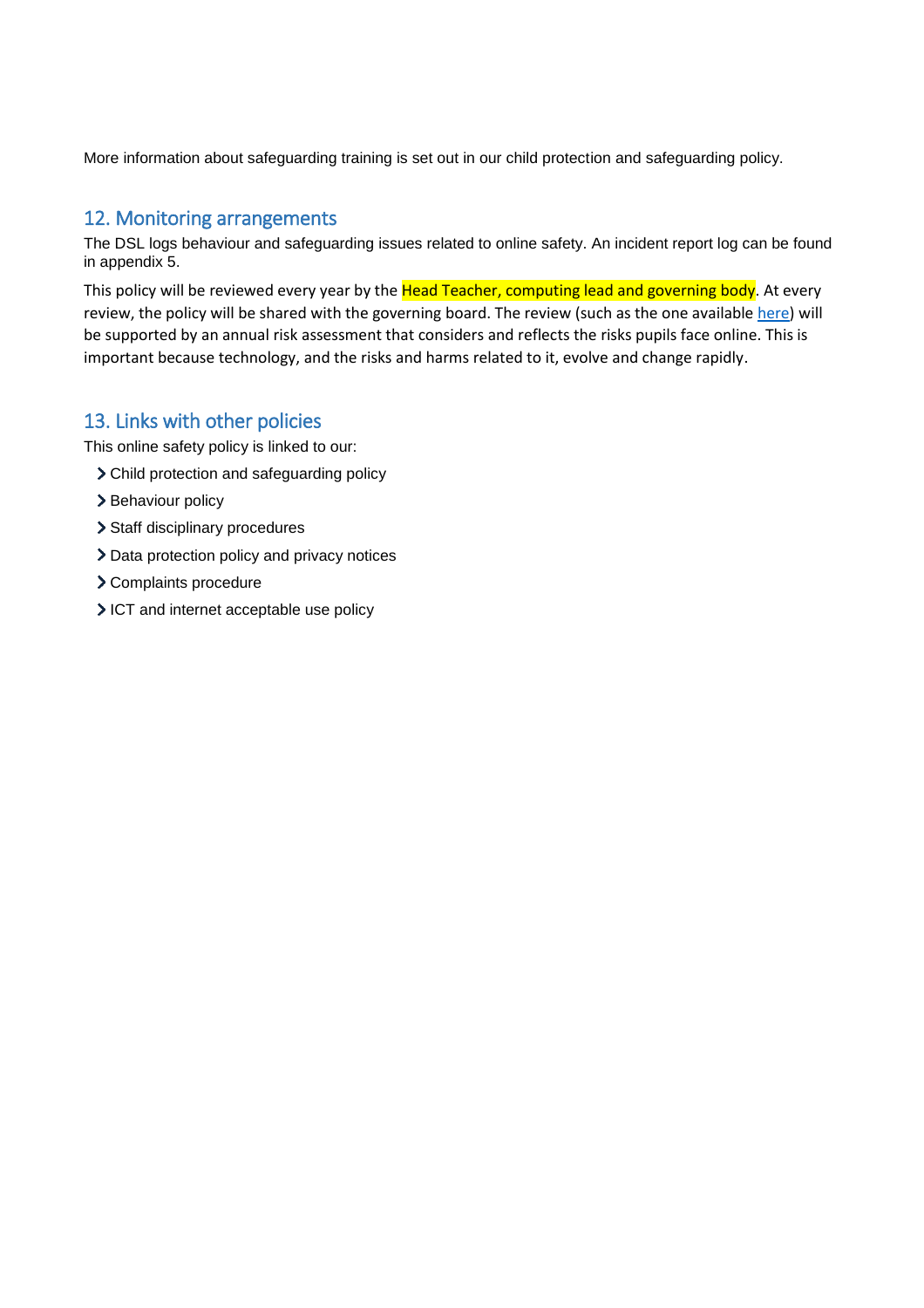More information about safeguarding training is set out in our child protection and safeguarding policy.

## 12. Monitoring arrangements

The DSL logs behaviour and safeguarding issues related to online safety. An incident report log can be found in appendix 5.

This policy will be reviewed every year by the Head Teacher, computing lead and governing body. At every review, the policy will be shared with the governing board. The review (such as the one available here) will be supported by an annual risk assessment that considers and reflects the risks pupils face online. This is important because technology, and the risks and harms related to it, evolve and change rapidly.

## 13. Links with other policies

This online safety policy is linked to our:

- Child protection and safeguarding policy
- Behaviour policy
- Staff disciplinary procedures
- Data protection policy and privacy notices
- Complaints procedure
- ICT and internet acceptable use policy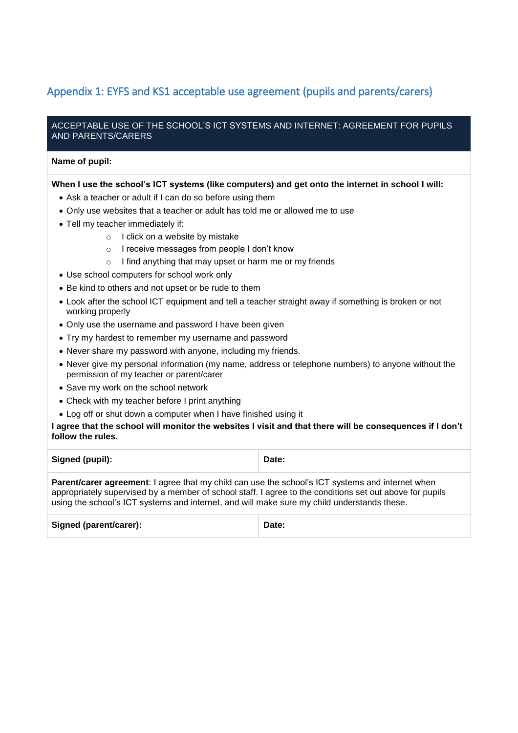## Appendix 1: EYFS and KS1 acceptable use agreement (pupils and parents/carers)

| ACCEPTABLE USE OF THE SCHOOL'S ICT SYSTEMS AND INTERNET: AGREEMENT FOR PUPILS AND PARENTS/CARERS | |
|---|---|
| **Name of pupil:** | |

**When I use the school's ICT systems (like computers) and get onto the internet in school I will:**

- Ask a teacher or adult if I can do so before using them
- Only use websites that a teacher or adult has told me or allowed me to use
- Tell my teacher immediately if:
    - I click on a website by mistake
    - I receive messages from people I don't know
    - I find anything that may upset or harm me or my friends
- Use school computers for school work only
- Be kind to others and not upset or be rude to them
- Look after the school ICT equipment and tell a teacher straight away if something is broken or not working properly
- Only use the username and password I have been given
- Try my hardest to remember my username and password
- Never share my password with anyone, including my friends.
- Never give my personal information (my name, address or telephone numbers) to anyone without the permission of my teacher or parent/carer
- Save my work on the school network
- Check with my teacher before I print anything
- Log off or shut down a computer when I have finished using it

**I agree that the school will monitor the websites I visit and that there will be consequences if I don't follow the rules.**

| **Signed (pupil):** | **Date:** |
|---|---|

**Parent/carer agreement**: I agree that my child can use the school's ICT systems and internet when appropriately supervised by a member of school staff. I agree to the conditions set out above for pupils using the school's ICT systems and internet, and will make sure my child understands these.

| **Signed (parent/carer):** | **Date:** |
|---|---|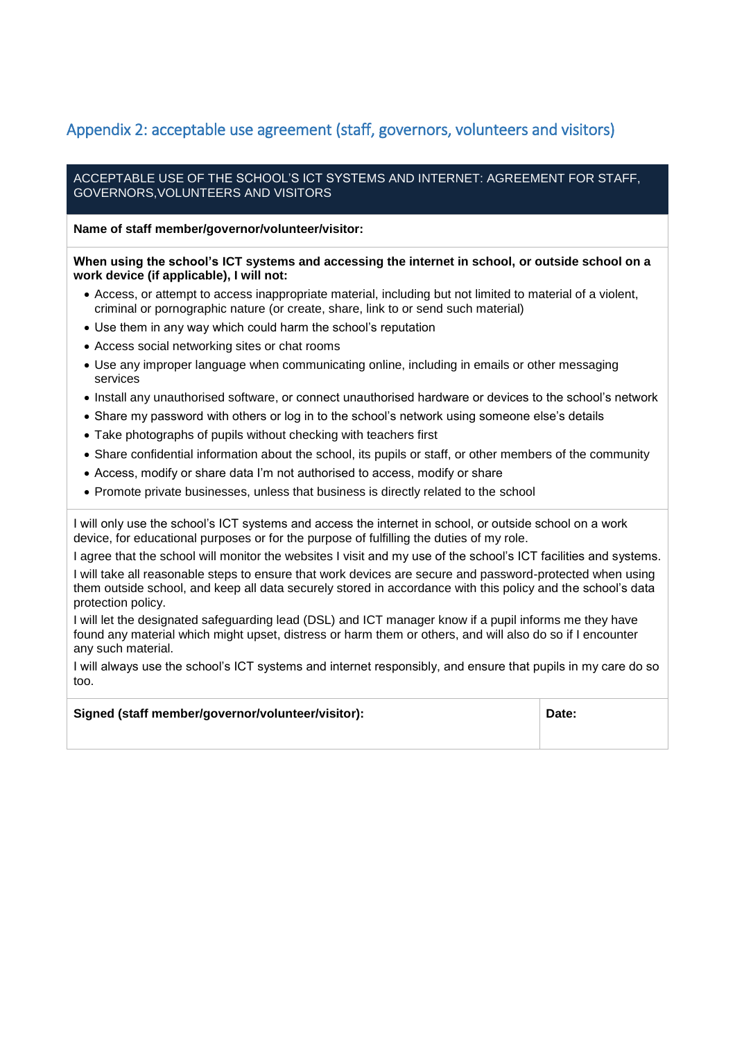## Appendix 2: acceptable use agreement (staff, governors, volunteers and visitors)

ACCEPTABLE USE OF THE SCHOOL'S ICT SYSTEMS AND INTERNET: AGREEMENT FOR STAFF, GOVERNORS,VOLUNTEERS AND VISITORS

**Name of staff member/governor/volunteer/visitor:**

**When using the school's ICT systems and accessing the internet in school, or outside school on a work device (if applicable), I will not:**

- Access, or attempt to access inappropriate material, including but not limited to material of a violent, criminal or pornographic nature (or create, share, link to or send such material)
- Use them in any way which could harm the school's reputation
- Access social networking sites or chat rooms
- Use any improper language when communicating online, including in emails or other messaging services
- Install any unauthorised software, or connect unauthorised hardware or devices to the school's network
- Share my password with others or log in to the school's network using someone else's details
- Take photographs of pupils without checking with teachers first
- Share confidential information about the school, its pupils or staff, or other members of the community
- Access, modify or share data I'm not authorised to access, modify or share
- Promote private businesses, unless that business is directly related to the school

I will only use the school's ICT systems and access the internet in school, or outside school on a work device, for educational purposes or for the purpose of fulfilling the duties of my role.

I agree that the school will monitor the websites I visit and my use of the school's ICT facilities and systems.

I will take all reasonable steps to ensure that work devices are secure and password-protected when using them outside school, and keep all data securely stored in accordance with this policy and the school's data protection policy.

I will let the designated safeguarding lead (DSL) and ICT manager know if a pupil informs me they have found any material which might upset, distress or harm them or others, and will also do so if I encounter any such material.

I will always use the school's ICT systems and internet responsibly, and ensure that pupils in my care do so too.

| **Signed (staff member/governor/volunteer/visitor):** | **Date:** |
| --- | --- |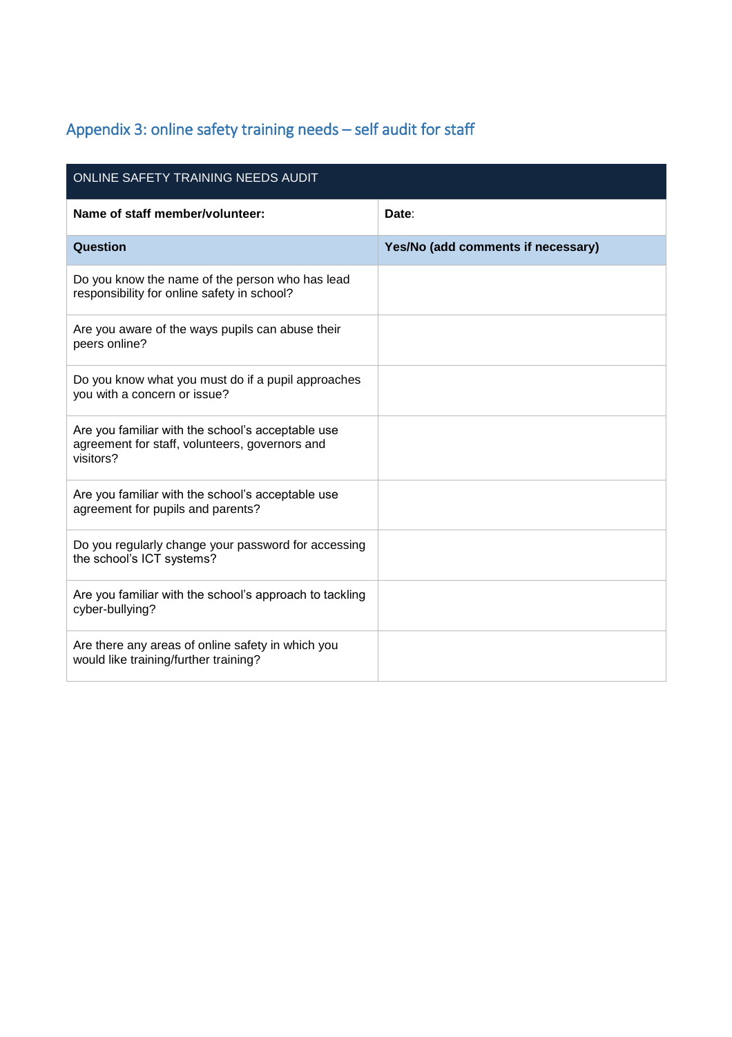## Appendix 3: online safety training needs – self audit for staff

| ONLINE SAFETY TRAINING NEEDS AUDIT | |
|---|---|
| **Name of staff member/volunteer:** | **Date**: |
| **Question** | **Yes/No (add comments if necessary)** |
| Do you know the name of the person who has lead responsibility for online safety in school? | |
| Are you aware of the ways pupils can abuse their peers online? | |
| Do you know what you must do if a pupil approaches you with a concern or issue? | |
| Are you familiar with the school's acceptable use agreement for staff, volunteers, governors and visitors? | |
| Are you familiar with the school's acceptable use agreement for pupils and parents? | |
| Do you regularly change your password for accessing the school's ICT systems? | |
| Are you familiar with the school's approach to tackling cyber-bullying? | |
| Are there any areas of online safety in which you would like training/further training? | |